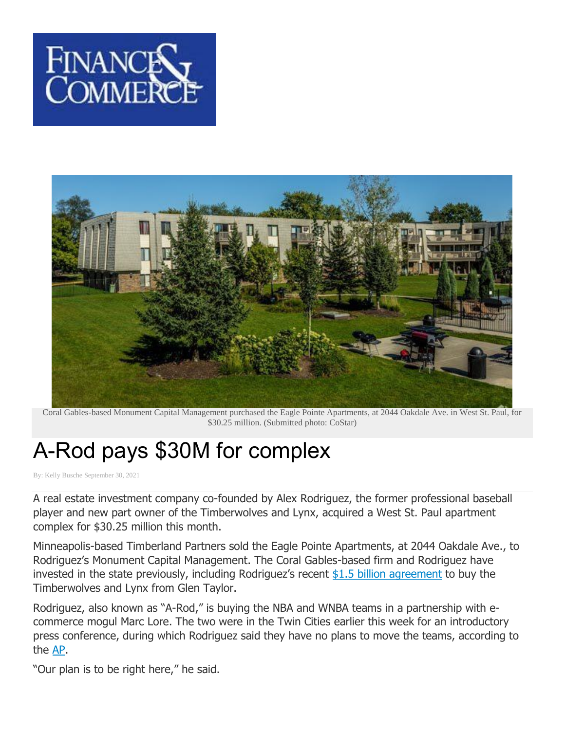Finance & Commerce

Coral Gables-based Monument Capital Management purchased the Eagle Pointe Apartments, at 2044 Oakdale Ave. in West St. Paul, for $30.25 million. (Submitted photo: CoStar)

# A-Rod pays $30M for complex

By: Kelly Busche September 30, 2021

A real estate investment company co-founded by Alex Rodriguez, the former professional baseball player and new part owner of the Timberwolves and Lynx, acquired a West St. Paul apartment complex for $30.25 million this month.

Minneapolis-based Timberland Partners sold the Eagle Pointe Apartments, at 2044 Oakdale Ave., to Rodriguez's Monument Capital Management. The Coral Gables-based firm and Rodriguez have invested in the state previously, including Rodriguez's recent $1.5 billion agreement to buy the Timberwolves and Lynx from Glen Taylor.

Rodriguez, also known as "A-Rod," is buying the NBA and WNBA teams in a partnership with e-commerce mogul Marc Lore. The two were in the Twin Cities earlier this week for an introductory press conference, during which Rodriguez said they have no plans to move the teams, according to the AP.

"Our plan is to be right here," he said.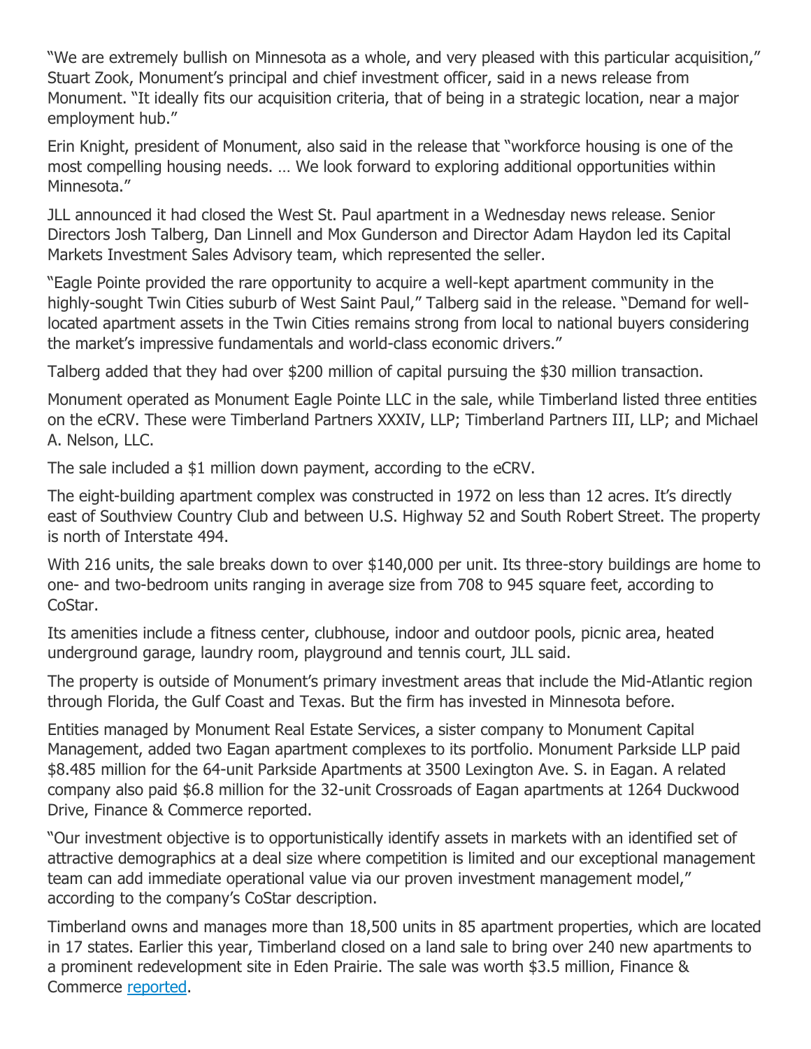"We are extremely bullish on Minnesota as a whole, and very pleased with this particular acquisition," Stuart Zook, Monument's principal and chief investment officer, said in a news release from Monument. "It ideally fits our acquisition criteria, that of being in a strategic location, near a major employment hub."

Erin Knight, president of Monument, also said in the release that "workforce housing is one of the most compelling housing needs. … We look forward to exploring additional opportunities within Minnesota."

JLL announced it had closed the West St. Paul apartment in a Wednesday news release. Senior Directors Josh Talberg, Dan Linnell and Mox Gunderson and Director Adam Haydon led its Capital Markets Investment Sales Advisory team, which represented the seller.

"Eagle Pointe provided the rare opportunity to acquire a well-kept apartment community in the highly-sought Twin Cities suburb of West Saint Paul," Talberg said in the release. "Demand for well-located apartment assets in the Twin Cities remains strong from local to national buyers considering the market's impressive fundamentals and world-class economic drivers."

Talberg added that they had over $200 million of capital pursuing the $30 million transaction.

Monument operated as Monument Eagle Pointe LLC in the sale, while Timberland listed three entities on the eCRV. These were Timberland Partners XXXIV, LLP; Timberland Partners III, LLP; and Michael A. Nelson, LLC.

The sale included a $1 million down payment, according to the eCRV.

The eight-building apartment complex was constructed in 1972 on less than 12 acres. It's directly east of Southview Country Club and between U.S. Highway 52 and South Robert Street. The property is north of Interstate 494.

With 216 units, the sale breaks down to over $140,000 per unit. Its three-story buildings are home to one- and two-bedroom units ranging in average size from 708 to 945 square feet, according to CoStar.

Its amenities include a fitness center, clubhouse, indoor and outdoor pools, picnic area, heated underground garage, laundry room, playground and tennis court, JLL said.

The property is outside of Monument's primary investment areas that include the Mid-Atlantic region through Florida, the Gulf Coast and Texas. But the firm has invested in Minnesota before.

Entities managed by Monument Real Estate Services, a sister company to Monument Capital Management, added two Eagan apartment complexes to its portfolio. Monument Parkside LLP paid $8.485 million for the 64-unit Parkside Apartments at 3500 Lexington Ave. S. in Eagan. A related company also paid $6.8 million for the 32-unit Crossroads of Eagan apartments at 1264 Duckwood Drive, Finance & Commerce reported.

"Our investment objective is to opportunistically identify assets in markets with an identified set of attractive demographics at a deal size where competition is limited and our exceptional management team can add immediate operational value via our proven investment management model," according to the company's CoStar description.

Timberland owns and manages more than 18,500 units in 85 apartment properties, which are located in 17 states. Earlier this year, Timberland closed on a land sale to bring over 240 new apartments to a prominent redevelopment site in Eden Prairie. The sale was worth $3.5 million, Finance & Commerce reported.